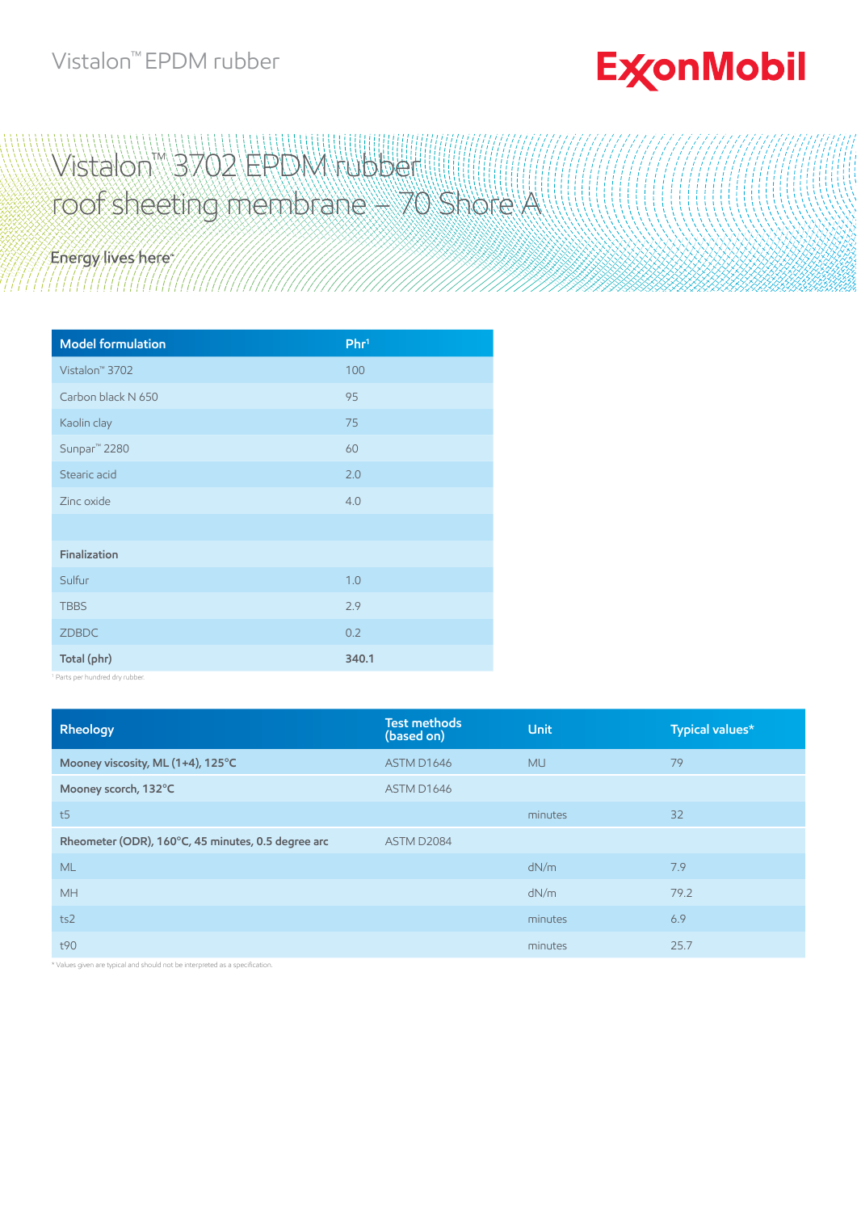# Vistalon™ 3702 EPDM rubber roof sheeting membrane – 70 Shore A

| Model formulation | Phr[1] |
|---|---|
| Vistalon™ 3702 | 100 |
| Carbon black N 650 | 95 |
| Kaolin clay | 75 |
| Sunpar™ 2280 | 60 |
| Stearic acid | 2.0 |
| Zinc oxide | 4.0 |
| | |
| **Finalization** | |
| Sulfur | 1.0 |
| TBBS | 2.9 |
| ZDBDC | 0.2 |
| **Total (phr)** | **340.1** |

[1] Parts per hundred dry rubber.

| Rheology | Test methods (based on) | Unit | Typical values* |
|---|---|---|---|
| **Mooney viscosity, ML (1+4), 125°C** | ASTM D1646 | MU | 79 |
| **Mooney scorch, 132°C** | ASTM D1646 | | |
| t5 | | minutes | 32 |
| **Rheometer (ODR), 160°C, 45 minutes, 0.5 degree arc** | ASTM D2084 | | |
| ML | | dN/m | 7.9 |
| MH | | dN/m | 79.2 |
| ts2 | | minutes | 6.9 |
| t90 | | minutes | 25.7 |

* Values given are typical and should not be interpreted as a specification.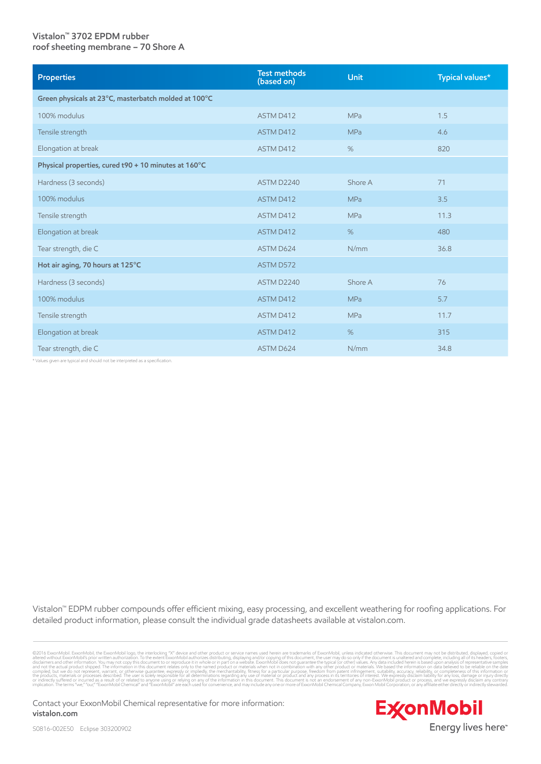**Vistalon™ 3702 EPDM rubber roof sheeting membrane – 70 Shore A**

| Properties | Test methods (based on) | Unit | Typical values* |
|---|---|---|---|
| **Green physicals at 23°C, masterbatch molded at 100°C** | | | |
| 100% modulus | ASTM D412 | MPa | 1.5 |
| Tensile strength | ASTM D412 | MPa | 4.6 |
| Elongation at break | ASTM D412 | % | 820 |
| **Physical properties, cured t90 + 10 minutes at 160°C** | | | |
| Hardness (3 seconds) | ASTM D2240 | Shore A | 71 |
| 100% modulus | ASTM D412 | MPa | 3.5 |
| Tensile strength | ASTM D412 | MPa | 11.3 |
| Elongation at break | ASTM D412 | % | 480 |
| Tear strength, die C | ASTM D624 | N/mm | 36.8 |
| **Hot air aging, 70 hours at 125°C** | ASTM D572 | | |
| Hardness (3 seconds) | ASTM D2240 | Shore A | 76 |
| 100% modulus | ASTM D412 | MPa | 5.7 |
| Tensile strength | ASTM D412 | MPa | 11.7 |
| Elongation at break | ASTM D412 | % | 315 |
| Tear strength, die C | ASTM D624 | N/mm | 34.8 |

* Values given are typical and should not be interpreted as a specification.

Vistalon™ EDPM rubber compounds offer efficient mixing, easy processing, and excellent weathering for roofing applications. For detailed product information, please consult the individual grade datasheets available at vistalon.com.

©2016 ExxonMobil. ExxonMobil, the ExxonMobil logo, the interlocking "X" device and other product or service names used herein are trademarks of ExxonMobil, unless indicated otherwise. This document may not be distributed, displayed, copied or altered without ExxonMobil's prior written authorization. To the extent ExxonMobil authorizes distributing, displaying and/or copying of this document, the user may do so only if the document is unaltered and complete, including all of its headers, footers, disclaimers and other information. You may not copy this document to or reproduce it in whole or in part on a website. ExxonMobil does not guarantee the typical (or other) values. Any data included herein is based upon analysis of representative samples and not the actual product shipped. The information in this document relates only to the named product or materials when not in combination with any other product or materials. We based the information on data believed to be reliable on the date compiled, but we do not represent, warrant, or otherwise guarantee, expressly or impliedly, the merchantability, fitness for a particular purpose, freedom from patent infringement, suitability, accuracy, reliability, or completeness of this information or the products, materials or processes described. The user is solely responsible for all determinations regarding any use of material or product and any process in its territories of interest. We expressly disclaim liability for any loss, damage or injury directly or indirectly suffered or incurred as a result of or related to anyone using or relying on any of the information in this document. This document is not an endorsement of any non-ExxonMobil product or process, and we expressly disclaim any contrary implication. The terms "we," "our," "ExxonMobil Chemical" and "ExxonMobil" are each used for convenience, and may include any one or more of ExxonMobil Chemical Company, Exxon Mobil Corporation, or any affiliate either directly or indirectly stewarded.

Contact your ExxonMobil Chemical representative for more information:
**vistalon.com**

S0816-002E50 Eclipse 303200902

ExxonMobil
Energy lives here™